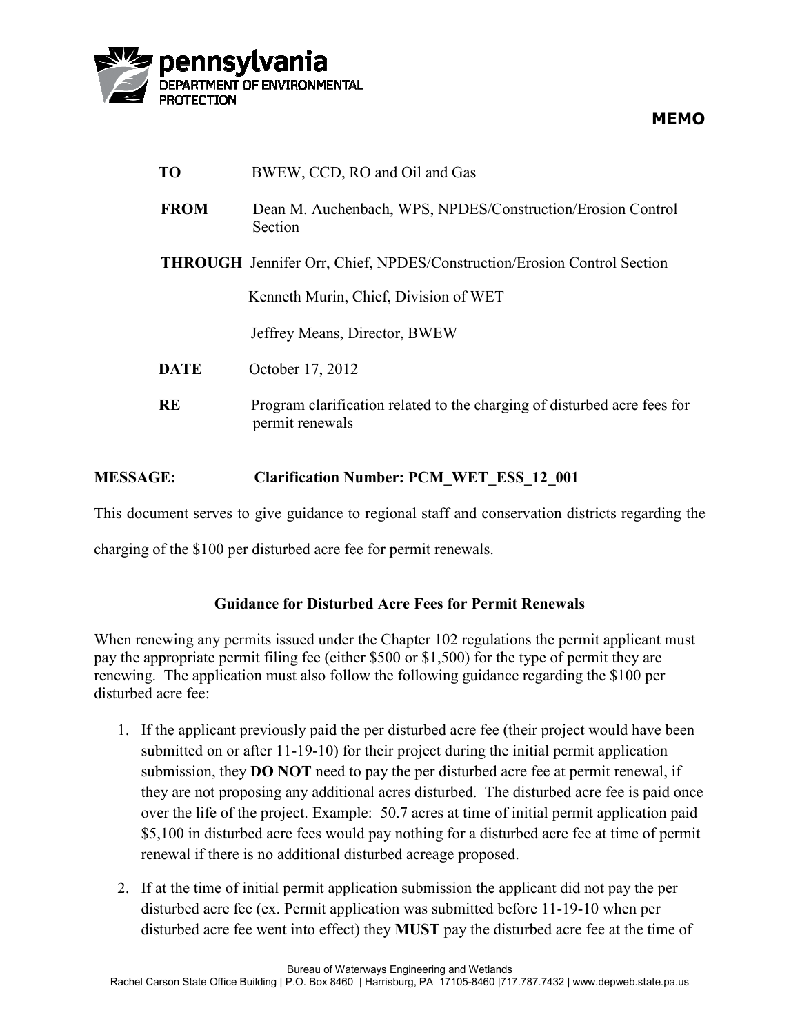pennsylvania
DEPARTMENT OF ENVIRONMENTAL PROTECTION

**MEMO**

| | |
|---|---|
| **TO** | BWEW, CCD, RO and Oil and Gas |
| **FROM** | Dean M. Auchenbach, WPS, NPDES/Construction/Erosion Control Section |
| **THROUGH** | Jennifer Orr, Chief, NPDES/Construction/Erosion Control Section |
| | Kenneth Murin, Chief, Division of WET |
| | Jeffrey Means, Director, BWEW |
| **DATE** | October 17, 2012 |
| **RE** | Program clarification related to the charging of disturbed acre fees for permit renewals |

**MESSAGE: Clarification Number: PCM_WET_ESS_12_001**

This document serves to give guidance to regional staff and conservation districts regarding the charging of the $100 per disturbed acre fee for permit renewals.

### Guidance for Disturbed Acre Fees for Permit Renewals

When renewing any permits issued under the Chapter 102 regulations the permit applicant must pay the appropriate permit filing fee (either $500 or $1,500) for the type of permit they are renewing. The application must also follow the following guidance regarding the $100 per disturbed acre fee:

1. If the applicant previously paid the per disturbed acre fee (their project would have been submitted on or after 11-19-10) for their project during the initial permit application submission, they **DO NOT** need to pay the per disturbed acre fee at permit renewal, if they are not proposing any additional acres disturbed. The disturbed acre fee is paid once over the life of the project. Example: 50.7 acres at time of initial permit application paid $5,100 in disturbed acre fees would pay nothing for a disturbed acre fee at time of permit renewal if there is no additional disturbed acreage proposed.

2. If at the time of initial permit application submission the applicant did not pay the per disturbed acre fee (ex. Permit application was submitted before 11-19-10 when per disturbed acre fee went into effect) they **MUST** pay the disturbed acre fee at the time of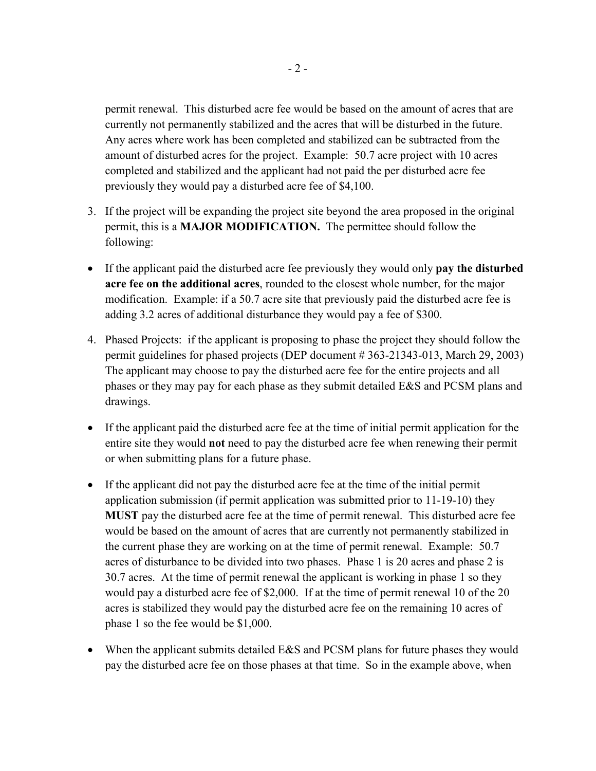permit renewal. This disturbed acre fee would be based on the amount of acres that are currently not permanently stabilized and the acres that will be disturbed in the future. Any acres where work has been completed and stabilized can be subtracted from the amount of disturbed acres for the project. Example: 50.7 acre project with 10 acres completed and stabilized and the applicant had not paid the per disturbed acre fee previously they would pay a disturbed acre fee of $4,100.

3. If the project will be expanding the project site beyond the area proposed in the original permit, this is a **MAJOR MODIFICATION.** The permittee should follow the following:

- If the applicant paid the disturbed acre fee previously they would only **pay the disturbed acre fee on the additional acres**, rounded to the closest whole number, for the major modification. Example: if a 50.7 acre site that previously paid the disturbed acre fee is adding 3.2 acres of additional disturbance they would pay a fee of $300.

4. Phased Projects: if the applicant is proposing to phase the project they should follow the permit guidelines for phased projects (DEP document # 363-21343-013, March 29, 2003) The applicant may choose to pay the disturbed acre fee for the entire projects and all phases or they may pay for each phase as they submit detailed E&S and PCSM plans and drawings.

- If the applicant paid the disturbed acre fee at the time of initial permit application for the entire site they would **not** need to pay the disturbed acre fee when renewing their permit or when submitting plans for a future phase.

- If the applicant did not pay the disturbed acre fee at the time of the initial permit application submission (if permit application was submitted prior to 11-19-10) they **MUST** pay the disturbed acre fee at the time of permit renewal. This disturbed acre fee would be based on the amount of acres that are currently not permanently stabilized in the current phase they are working on at the time of permit renewal. Example: 50.7 acres of disturbance to be divided into two phases. Phase 1 is 20 acres and phase 2 is 30.7 acres. At the time of permit renewal the applicant is working in phase 1 so they would pay a disturbed acre fee of $2,000. If at the time of permit renewal 10 of the 20 acres is stabilized they would pay the disturbed acre fee on the remaining 10 acres of phase 1 so the fee would be $1,000.

- When the applicant submits detailed E&S and PCSM plans for future phases they would pay the disturbed acre fee on those phases at that time. So in the example above, when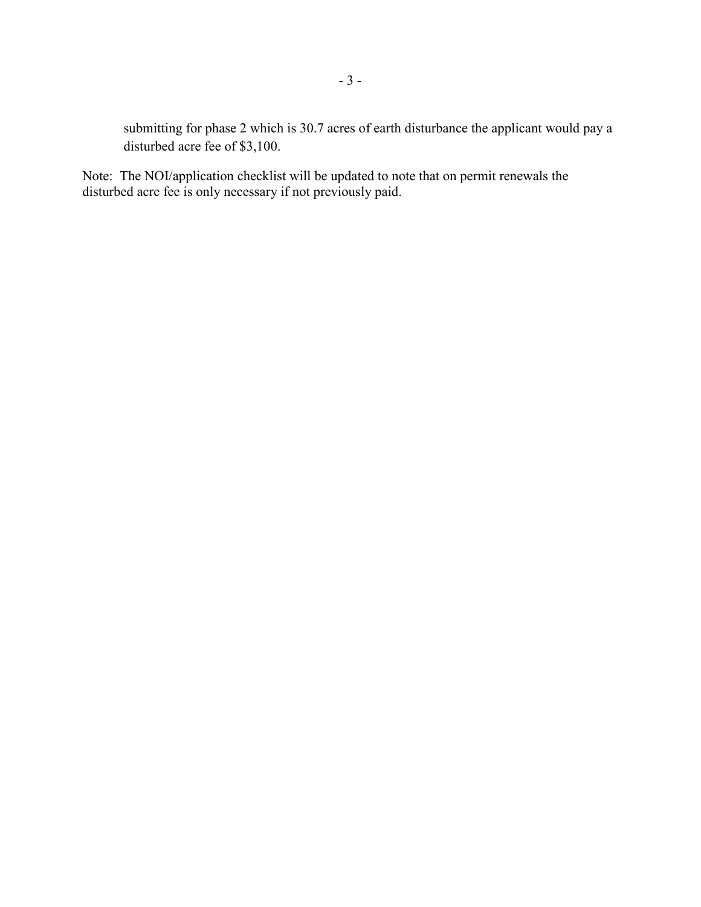submitting for phase 2 which is 30.7 acres of earth disturbance the applicant would pay a disturbed acre fee of $3,100.

Note: The NOI/application checklist will be updated to note that on permit renewals the disturbed acre fee is only necessary if not previously paid.